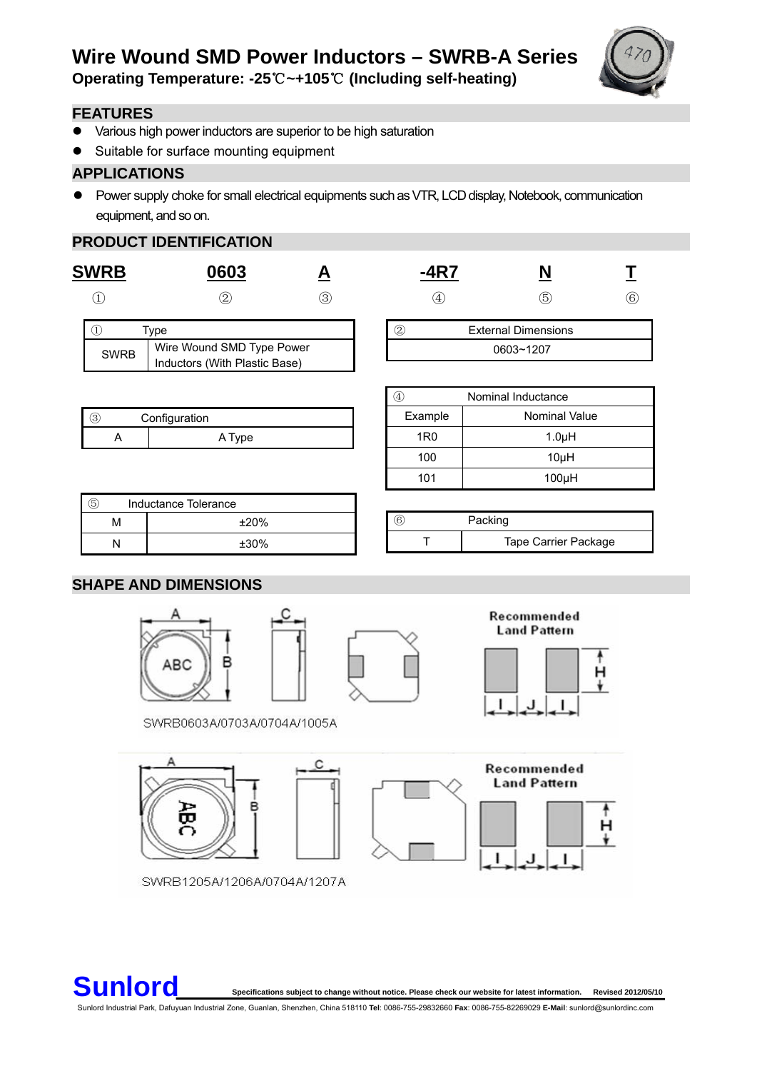# Wire Wound SMD Power Inductors – SWRB-A Series

**Operating Temperature: -25℃~+105℃ (Including self-heating)**

## FEATURES

- Various high power inductors are superior to be high saturation
- Suitable for surface mounting equipment

## APPLICATIONS

- Power supply choke for small electrical equipments such as VTR, LCD display, Notebook, communication equipment, and so on.

## PRODUCT IDENTIFICATION

| SWRB | 0603 | A | -4R7 | N | T |
|---|---|---|---|---|---|
| ① | ② | ③ | ④ | ⑤ | ⑥ |

| ① | Type |
|---|---|
| SWRB | Wire Wound SMD Type Power Inductors (With Plastic Base) |

| ② | External Dimensions |
|---|---|
| | 0603~1207 |

| ③ | Configuration |
|---|---|
| A | A Type |

| ④ | Nominal Inductance |
|---|---|
| Example | Nominal Value |
| 1R0 | 1.0μH |
| 100 | 10μH |
| 101 | 100μH |

| ⑤ | Inductance Tolerance |
|---|---|
| M | ±20% |
| N | ±30% |

| ⑥ | Packing |
|---|---|
| T | Tape Carrier Package |

## SHAPE AND DIMENSIONS

Recommended Land Pattern

SWRB0603A/0703A/0704A/1005A

Recommended Land Pattern

SWRB1205A/1206A/0704A/1207A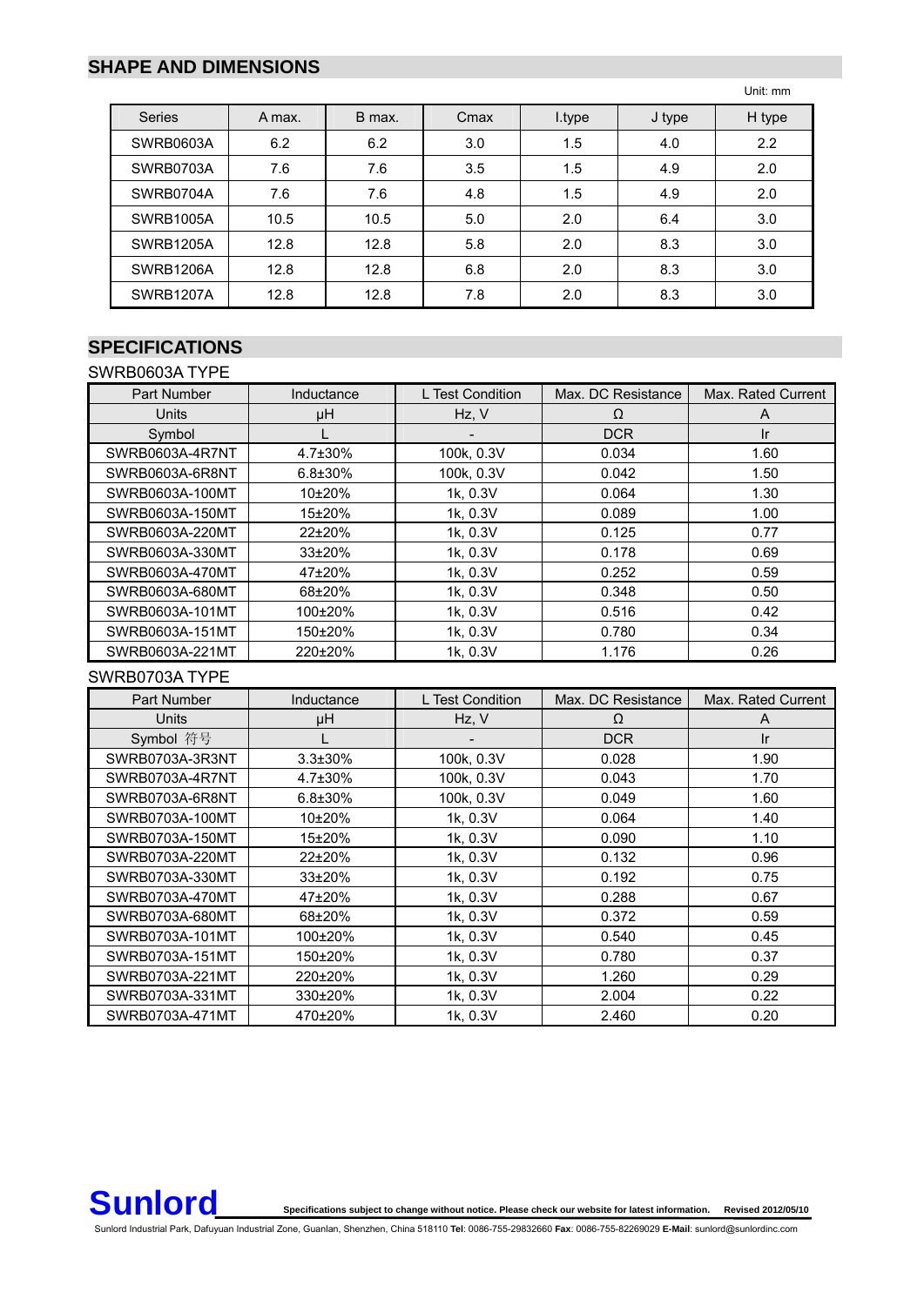## SHAPE AND DIMENSIONS

Unit: mm

| Series | A max. | B max. | Cmax | I.type | J type | H type |
|---|---|---|---|---|---|---|
| SWRB0603A | 6.2 | 6.2 | 3.0 | 1.5 | 4.0 | 2.2 |
| SWRB0703A | 7.6 | 7.6 | 3.5 | 1.5 | 4.9 | 2.0 |
| SWRB0704A | 7.6 | 7.6 | 4.8 | 1.5 | 4.9 | 2.0 |
| SWRB1005A | 10.5 | 10.5 | 5.0 | 2.0 | 6.4 | 3.0 |
| SWRB1205A | 12.8 | 12.8 | 5.8 | 2.0 | 8.3 | 3.0 |
| SWRB1206A | 12.8 | 12.8 | 6.8 | 2.0 | 8.3 | 3.0 |
| SWRB1207A | 12.8 | 12.8 | 7.8 | 2.0 | 8.3 | 3.0 |

## SPECIFICATIONS

SWRB0603A TYPE

| Part Number | Inductance | L Test Condition | Max. DC Resistance | Max. Rated Current |
|---|---|---|---|---|
| Units | μH | Hz, V | Ω | A |
| Symbol | L | - | DCR | Ir |
| SWRB0603A-4R7NT | 4.7±30% | 100k, 0.3V | 0.034 | 1.60 |
| SWRB0603A-6R8NT | 6.8±30% | 100k, 0.3V | 0.042 | 1.50 |
| SWRB0603A-100MT | 10±20% | 1k, 0.3V | 0.064 | 1.30 |
| SWRB0603A-150MT | 15±20% | 1k, 0.3V | 0.089 | 1.00 |
| SWRB0603A-220MT | 22±20% | 1k, 0.3V | 0.125 | 0.77 |
| SWRB0603A-330MT | 33±20% | 1k, 0.3V | 0.178 | 0.69 |
| SWRB0603A-470MT | 47±20% | 1k, 0.3V | 0.252 | 0.59 |
| SWRB0603A-680MT | 68±20% | 1k, 0.3V | 0.348 | 0.50 |
| SWRB0603A-101MT | 100±20% | 1k, 0.3V | 0.516 | 0.42 |
| SWRB0603A-151MT | 150±20% | 1k, 0.3V | 0.780 | 0.34 |
| SWRB0603A-221MT | 220±20% | 1k, 0.3V | 1.176 | 0.26 |

SWRB0703A TYPE

| Part Number | Inductance | L Test Condition | Max. DC Resistance | Max. Rated Current |
|---|---|---|---|---|
| Units | μH | Hz, V | Ω | A |
| Symbol 符号 | L | - | DCR | Ir |
| SWRB0703A-3R3NT | 3.3±30% | 100k, 0.3V | 0.028 | 1.90 |
| SWRB0703A-4R7NT | 4.7±30% | 100k, 0.3V | 0.043 | 1.70 |
| SWRB0703A-6R8NT | 6.8±30% | 100k, 0.3V | 0.049 | 1.60 |
| SWRB0703A-100MT | 10±20% | 1k, 0.3V | 0.064 | 1.40 |
| SWRB0703A-150MT | 15±20% | 1k, 0.3V | 0.090 | 1.10 |
| SWRB0703A-220MT | 22±20% | 1k, 0.3V | 0.132 | 0.96 |
| SWRB0703A-330MT | 33±20% | 1k, 0.3V | 0.192 | 0.75 |
| SWRB0703A-470MT | 47±20% | 1k, 0.3V | 0.288 | 0.67 |
| SWRB0703A-680MT | 68±20% | 1k, 0.3V | 0.372 | 0.59 |
| SWRB0703A-101MT | 100±20% | 1k, 0.3V | 0.540 | 0.45 |
| SWRB0703A-151MT | 150±20% | 1k, 0.3V | 0.780 | 0.37 |
| SWRB0703A-221MT | 220±20% | 1k, 0.3V | 1.260 | 0.29 |
| SWRB0703A-331MT | 330±20% | 1k, 0.3V | 2.004 | 0.22 |
| SWRB0703A-471MT | 470±20% | 1k, 0.3V | 2.460 | 0.20 |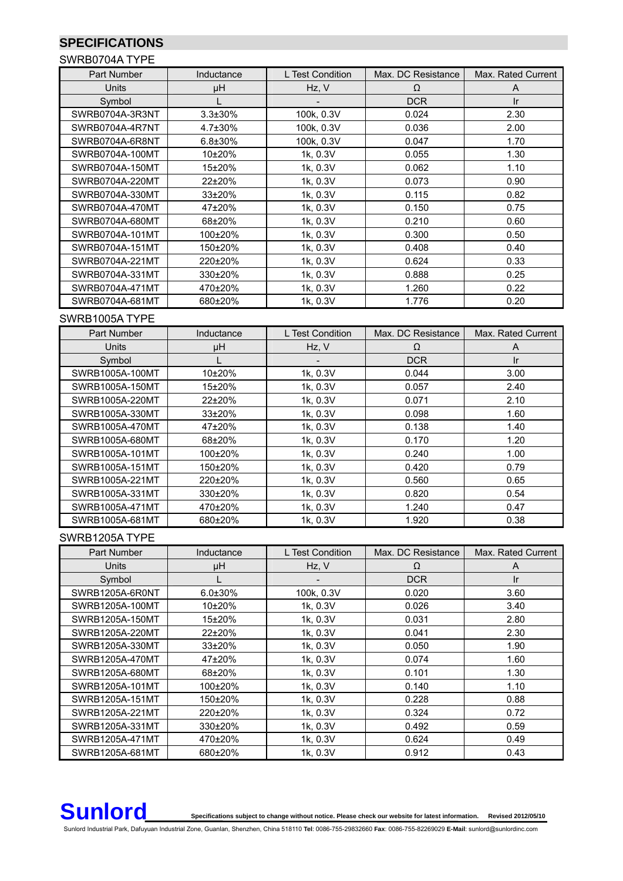## SPECIFICATIONS

### SWRB0704A TYPE

| Part Number | Inductance | L Test Condition | Max. DC Resistance | Max. Rated Current |
|---|---|---|---|---|
| Units | μH | Hz, V | Ω | A |
| Symbol | L | - | DCR | Ir |
| SWRB0704A-3R3NT | 3.3±30% | 100k, 0.3V | 0.024 | 2.30 |
| SWRB0704A-4R7NT | 4.7±30% | 100k, 0.3V | 0.036 | 2.00 |
| SWRB0704A-6R8NT | 6.8±30% | 100k, 0.3V | 0.047 | 1.70 |
| SWRB0704A-100MT | 10±20% | 1k, 0.3V | 0.055 | 1.30 |
| SWRB0704A-150MT | 15±20% | 1k, 0.3V | 0.062 | 1.10 |
| SWRB0704A-220MT | 22±20% | 1k, 0.3V | 0.073 | 0.90 |
| SWRB0704A-330MT | 33±20% | 1k, 0.3V | 0.115 | 0.82 |
| SWRB0704A-470MT | 47±20% | 1k, 0.3V | 0.150 | 0.75 |
| SWRB0704A-680MT | 68±20% | 1k, 0.3V | 0.210 | 0.60 |
| SWRB0704A-101MT | 100±20% | 1k, 0.3V | 0.300 | 0.50 |
| SWRB0704A-151MT | 150±20% | 1k, 0.3V | 0.408 | 0.40 |
| SWRB0704A-221MT | 220±20% | 1k, 0.3V | 0.624 | 0.33 |
| SWRB0704A-331MT | 330±20% | 1k, 0.3V | 0.888 | 0.25 |
| SWRB0704A-471MT | 470±20% | 1k, 0.3V | 1.260 | 0.22 |
| SWRB0704A-681MT | 680±20% | 1k, 0.3V | 1.776 | 0.20 |

### SWRB1005A TYPE

| Part Number | Inductance | L Test Condition | Max. DC Resistance | Max. Rated Current |
|---|---|---|---|---|
| Units | μH | Hz, V | Ω | A |
| Symbol | L | - | DCR | Ir |
| SWRB1005A-100MT | 10±20% | 1k, 0.3V | 0.044 | 3.00 |
| SWRB1005A-150MT | 15±20% | 1k, 0.3V | 0.057 | 2.40 |
| SWRB1005A-220MT | 22±20% | 1k, 0.3V | 0.071 | 2.10 |
| SWRB1005A-330MT | 33±20% | 1k, 0.3V | 0.098 | 1.60 |
| SWRB1005A-470MT | 47±20% | 1k, 0.3V | 0.138 | 1.40 |
| SWRB1005A-680MT | 68±20% | 1k, 0.3V | 0.170 | 1.20 |
| SWRB1005A-101MT | 100±20% | 1k, 0.3V | 0.240 | 1.00 |
| SWRB1005A-151MT | 150±20% | 1k, 0.3V | 0.420 | 0.79 |
| SWRB1005A-221MT | 220±20% | 1k, 0.3V | 0.560 | 0.65 |
| SWRB1005A-331MT | 330±20% | 1k, 0.3V | 0.820 | 0.54 |
| SWRB1005A-471MT | 470±20% | 1k, 0.3V | 1.240 | 0.47 |
| SWRB1005A-681MT | 680±20% | 1k, 0.3V | 1.920 | 0.38 |

### SWRB1205A TYPE

| Part Number | Inductance | L Test Condition | Max. DC Resistance | Max. Rated Current |
|---|---|---|---|---|
| Units | μH | Hz, V | Ω | A |
| Symbol | L | - | DCR | Ir |
| SWRB1205A-6R0NT | 6.0±30% | 100k, 0.3V | 0.020 | 3.60 |
| SWRB1205A-100MT | 10±20% | 1k, 0.3V | 0.026 | 3.40 |
| SWRB1205A-150MT | 15±20% | 1k, 0.3V | 0.031 | 2.80 |
| SWRB1205A-220MT | 22±20% | 1k, 0.3V | 0.041 | 2.30 |
| SWRB1205A-330MT | 33±20% | 1k, 0.3V | 0.050 | 1.90 |
| SWRB1205A-470MT | 47±20% | 1k, 0.3V | 0.074 | 1.60 |
| SWRB1205A-680MT | 68±20% | 1k, 0.3V | 0.101 | 1.30 |
| SWRB1205A-101MT | 100±20% | 1k, 0.3V | 0.140 | 1.10 |
| SWRB1205A-151MT | 150±20% | 1k, 0.3V | 0.228 | 0.88 |
| SWRB1205A-221MT | 220±20% | 1k, 0.3V | 0.324 | 0.72 |
| SWRB1205A-331MT | 330±20% | 1k, 0.3V | 0.492 | 0.59 |
| SWRB1205A-471MT | 470±20% | 1k, 0.3V | 0.624 | 0.49 |
| SWRB1205A-681MT | 680±20% | 1k, 0.3V | 0.912 | 0.43 |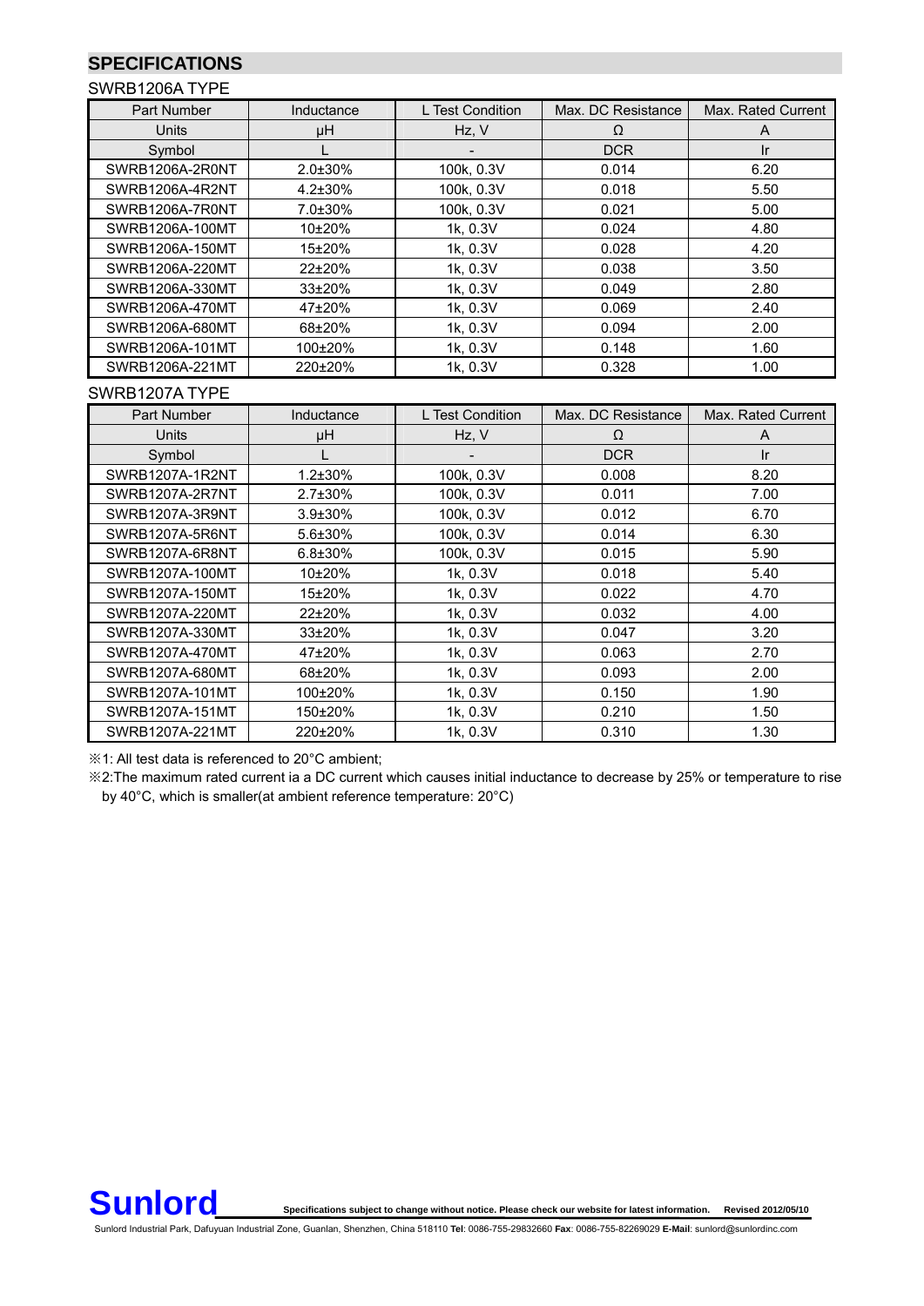## SPECIFICATIONS

### SWRB1206A TYPE

| Part Number | Inductance | L Test Condition | Max. DC Resistance | Max. Rated Current |
|---|---|---|---|---|
| Units | μH | Hz, V | Ω | A |
| Symbol | L | - | DCR | Ir |
| SWRB1206A-2R0NT | 2.0±30% | 100k, 0.3V | 0.014 | 6.20 |
| SWRB1206A-4R2NT | 4.2±30% | 100k, 0.3V | 0.018 | 5.50 |
| SWRB1206A-7R0NT | 7.0±30% | 100k, 0.3V | 0.021 | 5.00 |
| SWRB1206A-100MT | 10±20% | 1k, 0.3V | 0.024 | 4.80 |
| SWRB1206A-150MT | 15±20% | 1k, 0.3V | 0.028 | 4.20 |
| SWRB1206A-220MT | 22±20% | 1k, 0.3V | 0.038 | 3.50 |
| SWRB1206A-330MT | 33±20% | 1k, 0.3V | 0.049 | 2.80 |
| SWRB1206A-470MT | 47±20% | 1k, 0.3V | 0.069 | 2.40 |
| SWRB1206A-680MT | 68±20% | 1k, 0.3V | 0.094 | 2.00 |
| SWRB1206A-101MT | 100±20% | 1k, 0.3V | 0.148 | 1.60 |
| SWRB1206A-221MT | 220±20% | 1k, 0.3V | 0.328 | 1.00 |

### SWRB1207A TYPE

| Part Number | Inductance | L Test Condition | Max. DC Resistance | Max. Rated Current |
|---|---|---|---|---|
| Units | μH | Hz, V | Ω | A |
| Symbol | L | - | DCR | Ir |
| SWRB1207A-1R2NT | 1.2±30% | 100k, 0.3V | 0.008 | 8.20 |
| SWRB1207A-2R7NT | 2.7±30% | 100k, 0.3V | 0.011 | 7.00 |
| SWRB1207A-3R9NT | 3.9±30% | 100k, 0.3V | 0.012 | 6.70 |
| SWRB1207A-5R6NT | 5.6±30% | 100k, 0.3V | 0.014 | 6.30 |
| SWRB1207A-6R8NT | 6.8±30% | 100k, 0.3V | 0.015 | 5.90 |
| SWRB1207A-100MT | 10±20% | 1k, 0.3V | 0.018 | 5.40 |
| SWRB1207A-150MT | 15±20% | 1k, 0.3V | 0.022 | 4.70 |
| SWRB1207A-220MT | 22±20% | 1k, 0.3V | 0.032 | 4.00 |
| SWRB1207A-330MT | 33±20% | 1k, 0.3V | 0.047 | 3.20 |
| SWRB1207A-470MT | 47±20% | 1k, 0.3V | 0.063 | 2.70 |
| SWRB1207A-680MT | 68±20% | 1k, 0.3V | 0.093 | 2.00 |
| SWRB1207A-101MT | 100±20% | 1k, 0.3V | 0.150 | 1.90 |
| SWRB1207A-151MT | 150±20% | 1k, 0.3V | 0.210 | 1.50 |
| SWRB1207A-221MT | 220±20% | 1k, 0.3V | 0.310 | 1.30 |

※1: All test data is referenced to 20°C ambient;

※2:The maximum rated current ia a DC current which causes initial inductance to decrease by 25% or temperature to rise by 40°C, which is smaller(at ambient reference temperature: 20°C)

**Sunlord** **Specifications subject to change without notice. Please check our website for latest information. Revised 2012/05/10**

Sunlord Industrial Park, Dafuyuan Industrial Zone, Guanlan, Shenzhen, China 518110 **Tel**: 0086-755-29832660 **Fax**: 0086-755-82269029 **E-Mail**: sunlord@sunlordinc.com